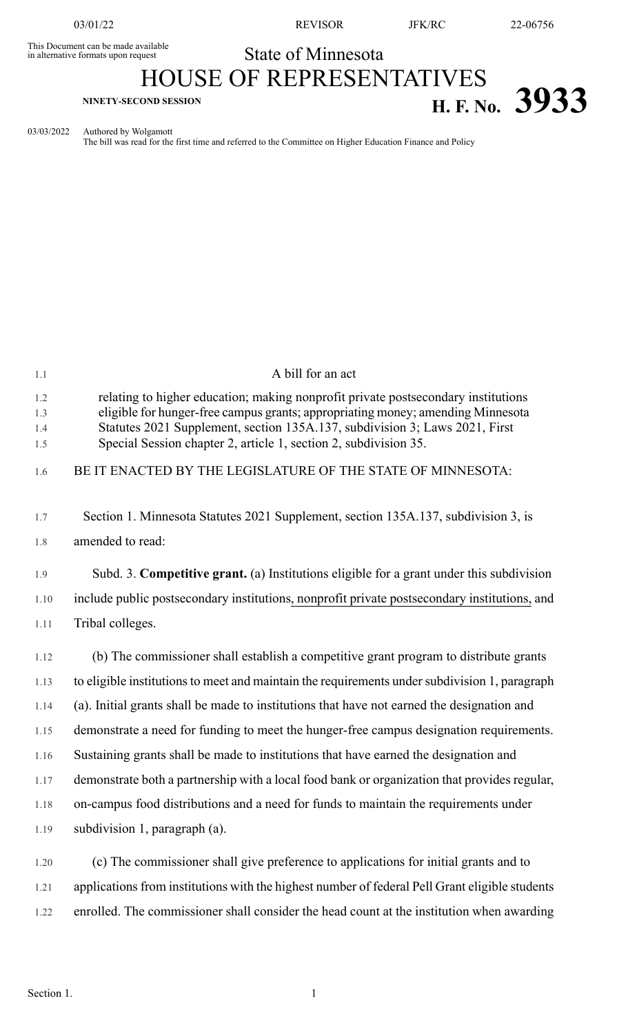This Document can be made available in alternative formats upon request

State of Minnesota

# HOUSE OF REPRESENTATIVES

**NINETY-SECOND SESSION**

**H. F. No. 3933**

03/03/2022 Authored by Wolgamott
The bill was read for the first time and referred to the Committee on Higher Education Finance and Policy

A bill for an act

relating to higher education; making nonprofit private postsecondary institutions eligible for hunger-free campus grants; appropriating money; amending Minnesota Statutes 2021 Supplement, section 135A.137, subdivision 3; Laws 2021, First Special Session chapter 2, article 1, section 2, subdivision 35.

BE IT ENACTED BY THE LEGISLATURE OF THE STATE OF MINNESOTA:

Section 1. Minnesota Statutes 2021 Supplement, section 135A.137, subdivision 3, is amended to read:

Subd. 3. **Competitive grant.** (a) Institutions eligible for a grant under this subdivision include public postsecondary institutions, nonprofit private postsecondary institutions, and Tribal colleges.

(b) The commissioner shall establish a competitive grant program to distribute grants to eligible institutions to meet and maintain the requirements under subdivision 1, paragraph (a). Initial grants shall be made to institutions that have not earned the designation and demonstrate a need for funding to meet the hunger-free campus designation requirements. Sustaining grants shall be made to institutions that have earned the designation and demonstrate both a partnership with a local food bank or organization that provides regular, on-campus food distributions and a need for funds to maintain the requirements under subdivision 1, paragraph (a).

(c) The commissioner shall give preference to applications for initial grants and to applications from institutions with the highest number of federal Pell Grant eligible students enrolled. The commissioner shall consider the head count at the institution when awarding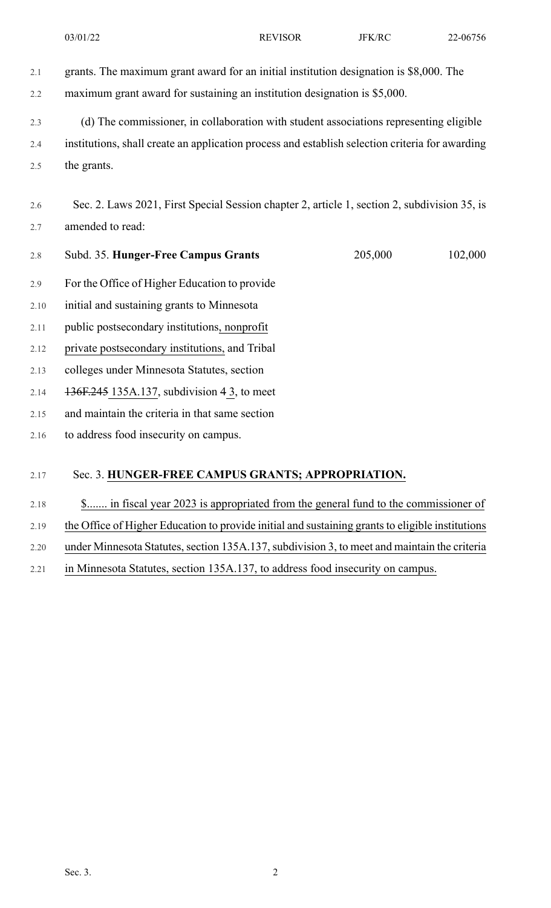grants. The maximum grant award for an initial institution designation is $8,000. The maximum grant award for sustaining an institution designation is $5,000.

(d) The commissioner, in collaboration with student associations representing eligible institutions, shall create an application process and establish selection criteria for awarding the grants.

Sec. 2. Laws 2021, First Special Session chapter 2, article 1, section 2, subdivision 35, is amended to read:

| | | |
|---|---|---|
| Subd. 35. **Hunger-Free Campus Grants** | 205,000 | 102,000 |

For the Office of Higher Education to provide initial and sustaining grants to Minnesota public postsecondary institutions, nonprofit private postsecondary institutions, and Tribal colleges under Minnesota Statutes, section ~~136F.245~~ 135A.137, subdivision ~~4~~ 3, to meet and maintain the criteria in that same section to address food insecurity on campus.

Sec. 3. **HUNGER-FREE CAMPUS GRANTS; APPROPRIATION.**

$....... in fiscal year 2023 is appropriated from the general fund to the commissioner of the Office of Higher Education to provide initial and sustaining grants to eligible institutions under Minnesota Statutes, section 135A.137, subdivision 3, to meet and maintain the criteria in Minnesota Statutes, section 135A.137, to address food insecurity on campus.